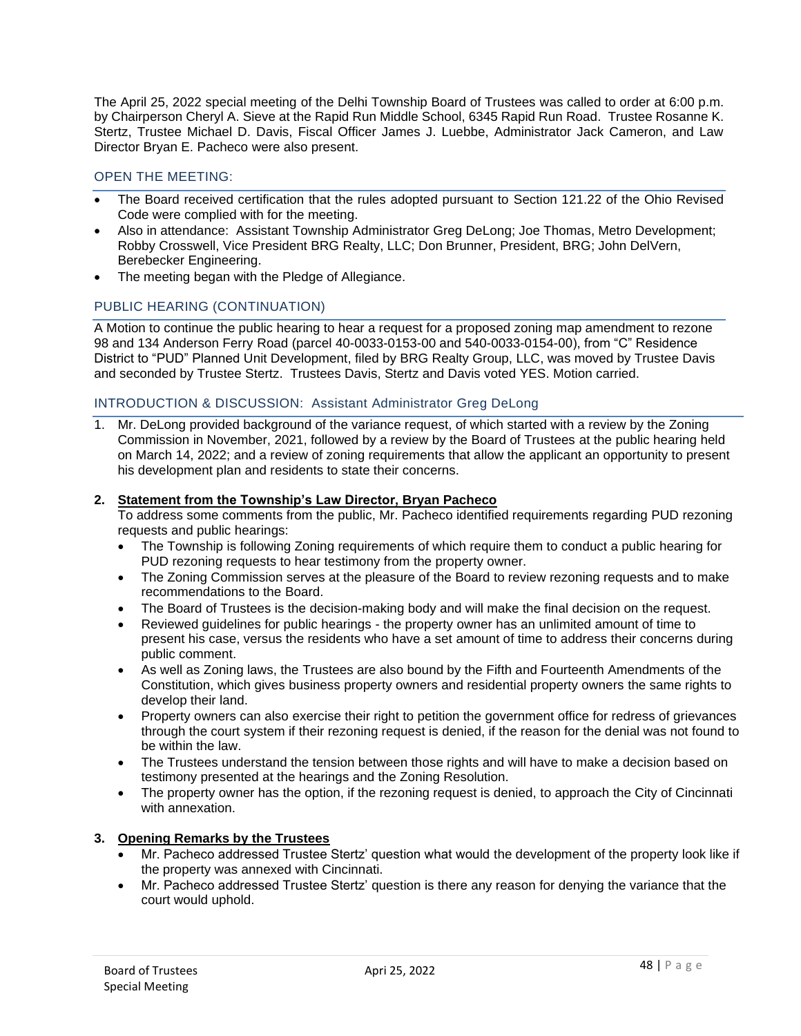The April 25, 2022 special meeting of the Delhi Township Board of Trustees was called to order at 6:00 p.m. by Chairperson Cheryl A. Sieve at the Rapid Run Middle School, 6345 Rapid Run Road. Trustee Rosanne K. Stertz, Trustee Michael D. Davis, Fiscal Officer James J. Luebbe, Administrator Jack Cameron, and Law Director Bryan E. Pacheco were also present.

## OPEN THE MEETING:

- The Board received certification that the rules adopted pursuant to Section 121.22 of the Ohio Revised Code were complied with for the meeting.
- Also in attendance: Assistant Township Administrator Greg DeLong; Joe Thomas, Metro Development; Robby Crosswell, Vice President BRG Realty, LLC; Don Brunner, President, BRG; John DelVern, Berebecker Engineering.
- The meeting began with the Pledge of Allegiance.

## PUBLIC HEARING (CONTINUATION)

A Motion to continue the public hearing to hear a request for a proposed zoning map amendment to rezone 98 and 134 Anderson Ferry Road (parcel 40-0033-0153-00 and 540-0033-0154-00), from "C" Residence District to "PUD" Planned Unit Development, filed by BRG Realty Group, LLC, was moved by Trustee Davis and seconded by Trustee Stertz. Trustees Davis, Stertz and Davis voted YES. Motion carried.

## INTRODUCTION & DISCUSSION: Assistant Administrator Greg DeLong

1. Mr. DeLong provided background of the variance request, of which started with a review by the Zoning Commission in November, 2021, followed by a review by the Board of Trustees at the public hearing held on March 14, 2022; and a review of zoning requirements that allow the applicant an opportunity to present his development plan and residents to state their concerns.

2. **Statement from the Township's Law Director, Bryan Pacheco**

   To address some comments from the public, Mr. Pacheco identified requirements regarding PUD rezoning requests and public hearings:

   - The Township is following Zoning requirements of which require them to conduct a public hearing for PUD rezoning requests to hear testimony from the property owner.
   - The Zoning Commission serves at the pleasure of the Board to review rezoning requests and to make recommendations to the Board.
   - The Board of Trustees is the decision-making body and will make the final decision on the request.
   - Reviewed guidelines for public hearings - the property owner has an unlimited amount of time to present his case, versus the residents who have a set amount of time to address their concerns during public comment.
   - As well as Zoning laws, the Trustees are also bound by the Fifth and Fourteenth Amendments of the Constitution, which gives business property owners and residential property owners the same rights to develop their land.
   - Property owners can also exercise their right to petition the government office for redress of grievances through the court system if their rezoning request is denied, if the reason for the denial was not found to be within the law.
   - The Trustees understand the tension between those rights and will have to make a decision based on testimony presented at the hearings and the Zoning Resolution.
   - The property owner has the option, if the rezoning request is denied, to approach the City of Cincinnati with annexation.

3. **Opening Remarks by the Trustees**

   - Mr. Pacheco addressed Trustee Stertz' question what would the development of the property look like if the property was annexed with Cincinnati.
   - Mr. Pacheco addressed Trustee Stertz' question is there any reason for denying the variance that the court would uphold.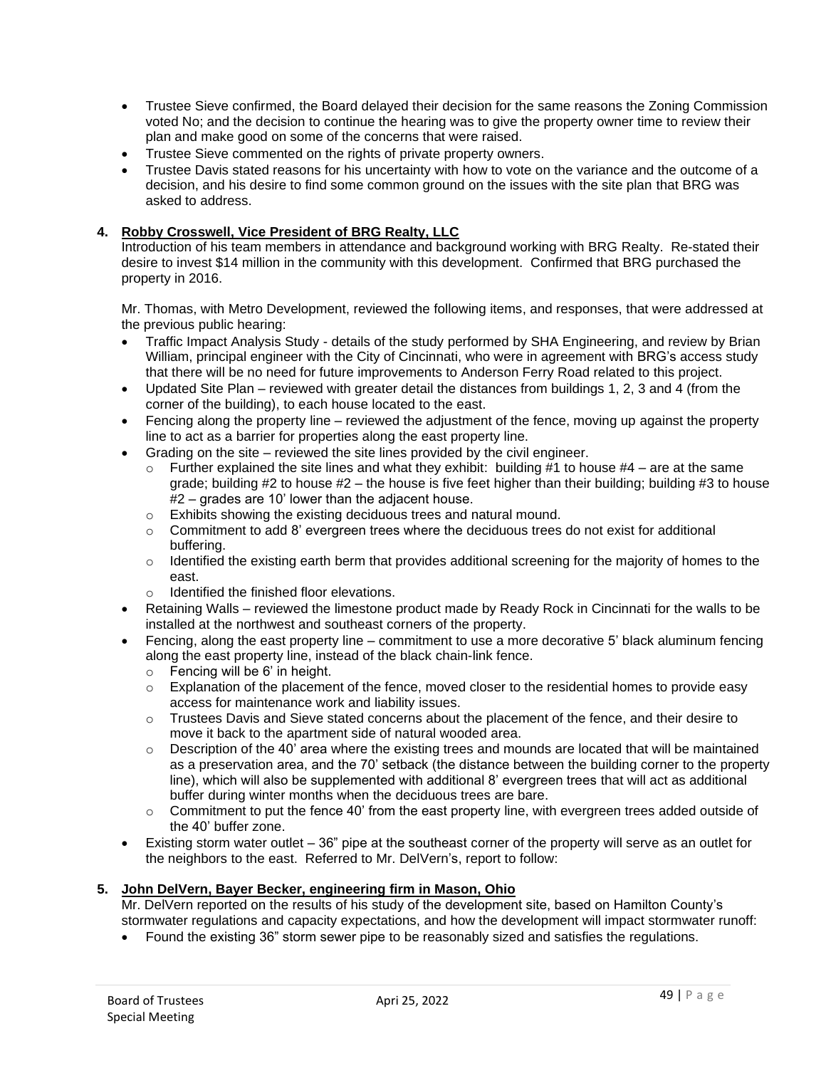- Trustee Sieve confirmed, the Board delayed their decision for the same reasons the Zoning Commission voted No; and the decision to continue the hearing was to give the property owner time to review their plan and make good on some of the concerns that were raised.
- Trustee Sieve commented on the rights of private property owners.
- Trustee Davis stated reasons for his uncertainty with how to vote on the variance and the outcome of a decision, and his desire to find some common ground on the issues with the site plan that BRG was asked to address.

4. **Robby Crosswell, Vice President of BRG Realty, LLC**

   Introduction of his team members in attendance and background working with BRG Realty. Re-stated their desire to invest $14 million in the community with this development. Confirmed that BRG purchased the property in 2016.

   Mr. Thomas, with Metro Development, reviewed the following items, and responses, that were addressed at the previous public hearing:

   - Traffic Impact Analysis Study - details of the study performed by SHA Engineering, and review by Brian William, principal engineer with the City of Cincinnati, who were in agreement with BRG's access study that there will be no need for future improvements to Anderson Ferry Road related to this project.
   - Updated Site Plan – reviewed with greater detail the distances from buildings 1, 2, 3 and 4 (from the corner of the building), to each house located to the east.
   - Fencing along the property line – reviewed the adjustment of the fence, moving up against the property line to act as a barrier for properties along the east property line.
   - Grading on the site – reviewed the site lines provided by the civil engineer.
     - Further explained the site lines and what they exhibit: building #1 to house #4 – are at the same grade; building #2 to house #2 – the house is five feet higher than their building; building #3 to house #2 – grades are 10' lower than the adjacent house.
     - Exhibits showing the existing deciduous trees and natural mound.
     - Commitment to add 8' evergreen trees where the deciduous trees do not exist for additional buffering.
     - Identified the existing earth berm that provides additional screening for the majority of homes to the east.
     - Identified the finished floor elevations.
   - Retaining Walls – reviewed the limestone product made by Ready Rock in Cincinnati for the walls to be installed at the northwest and southeast corners of the property.
   - Fencing, along the east property line – commitment to use a more decorative 5' black aluminum fencing along the east property line, instead of the black chain-link fence.
     - Fencing will be 6' in height.
     - Explanation of the placement of the fence, moved closer to the residential homes to provide easy access for maintenance work and liability issues.
     - Trustees Davis and Sieve stated concerns about the placement of the fence, and their desire to move it back to the apartment side of natural wooded area.
     - Description of the 40' area where the existing trees and mounds are located that will be maintained as a preservation area, and the 70' setback (the distance between the building corner to the property line), which will also be supplemented with additional 8' evergreen trees that will act as additional buffer during winter months when the deciduous trees are bare.
     - Commitment to put the fence 40' from the east property line, with evergreen trees added outside of the 40' buffer zone.
   - Existing storm water outlet – 36" pipe at the southeast corner of the property will serve as an outlet for the neighbors to the east. Referred to Mr. DelVern's, report to follow:

5. **John DelVern, Bayer Becker, engineering firm in Mason, Ohio**

   Mr. DelVern reported on the results of his study of the development site, based on Hamilton County's stormwater regulations and capacity expectations, and how the development will impact stormwater runoff:

   - Found the existing 36" storm sewer pipe to be reasonably sized and satisfies the regulations.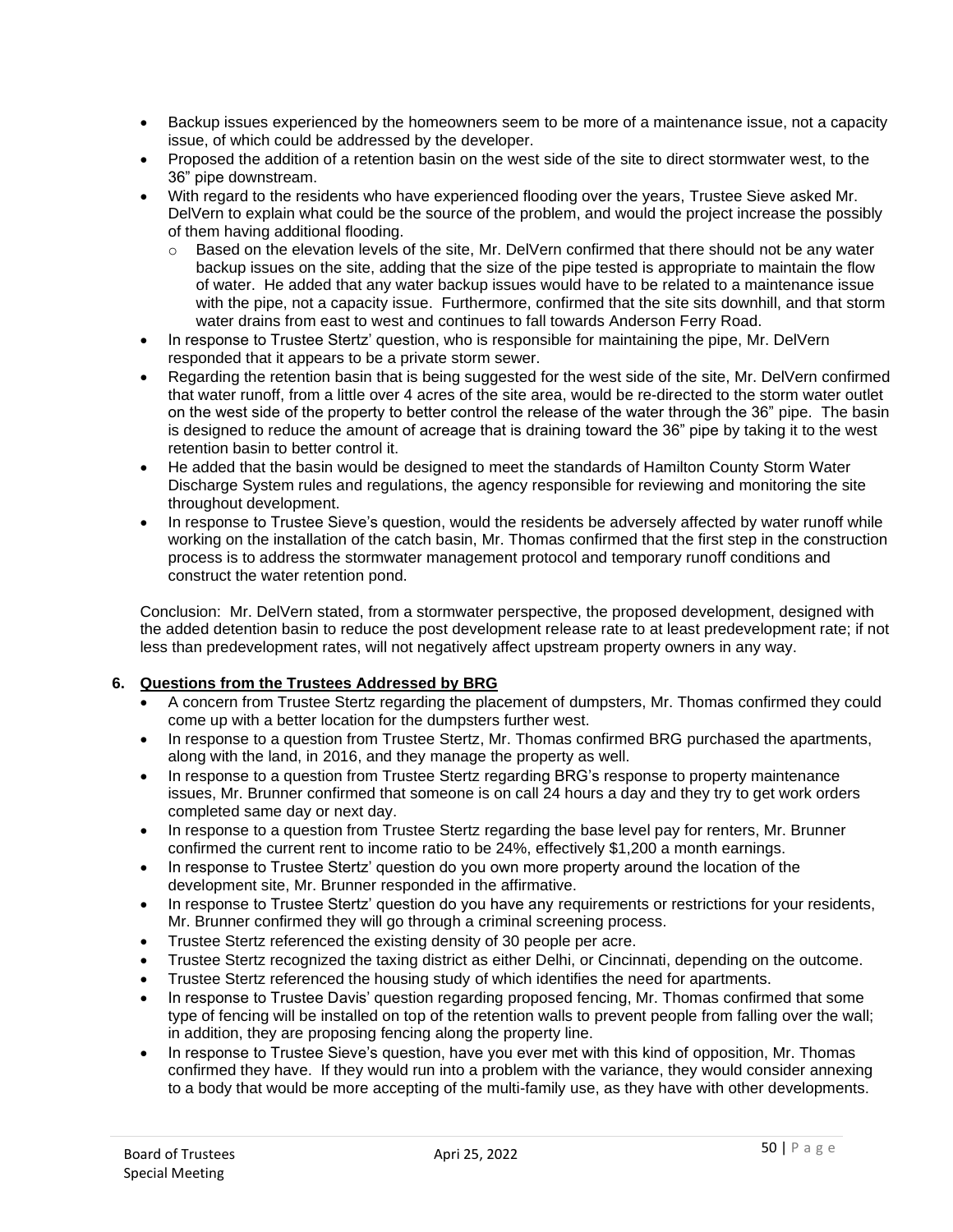- Backup issues experienced by the homeowners seem to be more of a maintenance issue, not a capacity issue, of which could be addressed by the developer.
- Proposed the addition of a retention basin on the west side of the site to direct stormwater west, to the 36" pipe downstream.
- With regard to the residents who have experienced flooding over the years, Trustee Sieve asked Mr. DelVern to explain what could be the source of the problem, and would the project increase the possibly of them having additional flooding.
  - Based on the elevation levels of the site, Mr. DelVern confirmed that there should not be any water backup issues on the site, adding that the size of the pipe tested is appropriate to maintain the flow of water. He added that any water backup issues would have to be related to a maintenance issue with the pipe, not a capacity issue. Furthermore, confirmed that the site sits downhill, and that storm water drains from east to west and continues to fall towards Anderson Ferry Road.
- In response to Trustee Stertz' question, who is responsible for maintaining the pipe, Mr. DelVern responded that it appears to be a private storm sewer.
- Regarding the retention basin that is being suggested for the west side of the site, Mr. DelVern confirmed that water runoff, from a little over 4 acres of the site area, would be re-directed to the storm water outlet on the west side of the property to better control the release of the water through the 36" pipe. The basin is designed to reduce the amount of acreage that is draining toward the 36" pipe by taking it to the west retention basin to better control it.
- He added that the basin would be designed to meet the standards of Hamilton County Storm Water Discharge System rules and regulations, the agency responsible for reviewing and monitoring the site throughout development.
- In response to Trustee Sieve's question, would the residents be adversely affected by water runoff while working on the installation of the catch basin, Mr. Thomas confirmed that the first step in the construction process is to address the stormwater management protocol and temporary runoff conditions and construct the water retention pond.

Conclusion: Mr. DelVern stated, from a stormwater perspective, the proposed development, designed with the added detention basin to reduce the post development release rate to at least predevelopment rate; if not less than predevelopment rates, will not negatively affect upstream property owners in any way.

**6. Questions from the Trustees Addressed by BRG**

- A concern from Trustee Stertz regarding the placement of dumpsters, Mr. Thomas confirmed they could come up with a better location for the dumpsters further west.
- In response to a question from Trustee Stertz, Mr. Thomas confirmed BRG purchased the apartments, along with the land, in 2016, and they manage the property as well.
- In response to a question from Trustee Stertz regarding BRG's response to property maintenance issues, Mr. Brunner confirmed that someone is on call 24 hours a day and they try to get work orders completed same day or next day.
- In response to a question from Trustee Stertz regarding the base level pay for renters, Mr. Brunner confirmed the current rent to income ratio to be 24%, effectively $1,200 a month earnings.
- In response to Trustee Stertz' question do you own more property around the location of the development site, Mr. Brunner responded in the affirmative.
- In response to Trustee Stertz' question do you have any requirements or restrictions for your residents, Mr. Brunner confirmed they will go through a criminal screening process.
- Trustee Stertz referenced the existing density of 30 people per acre.
- Trustee Stertz recognized the taxing district as either Delhi, or Cincinnati, depending on the outcome.
- Trustee Stertz referenced the housing study of which identifies the need for apartments.
- In response to Trustee Davis' question regarding proposed fencing, Mr. Thomas confirmed that some type of fencing will be installed on top of the retention walls to prevent people from falling over the wall; in addition, they are proposing fencing along the property line.
- In response to Trustee Sieve's question, have you ever met with this kind of opposition, Mr. Thomas confirmed they have. If they would run into a problem with the variance, they would consider annexing to a body that would be more accepting of the multi-family use, as they have with other developments.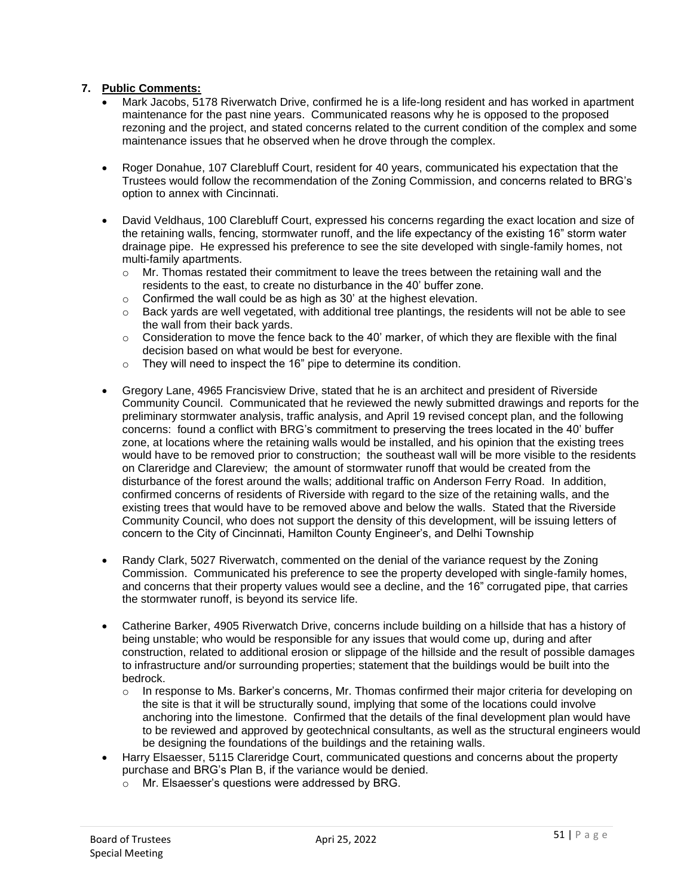7. **Public Comments:**

- Mark Jacobs, 5178 Riverwatch Drive, confirmed he is a life-long resident and has worked in apartment maintenance for the past nine years. Communicated reasons why he is opposed to the proposed rezoning and the project, and stated concerns related to the current condition of the complex and some maintenance issues that he observed when he drove through the complex.

- Roger Donahue, 107 Clarebluff Court, resident for 40 years, communicated his expectation that the Trustees would follow the recommendation of the Zoning Commission, and concerns related to BRG's option to annex with Cincinnati.

- David Veldhaus, 100 Clarebluff Court, expressed his concerns regarding the exact location and size of the retaining walls, fencing, stormwater runoff, and the life expectancy of the existing 16" storm water drainage pipe. He expressed his preference to see the site developed with single-family homes, not multi-family apartments.
  - Mr. Thomas restated their commitment to leave the trees between the retaining wall and the residents to the east, to create no disturbance in the 40' buffer zone.
  - Confirmed the wall could be as high as 30' at the highest elevation.
  - Back yards are well vegetated, with additional tree plantings, the residents will not be able to see the wall from their back yards.
  - Consideration to move the fence back to the 40' marker, of which they are flexible with the final decision based on what would be best for everyone.
  - They will need to inspect the 16" pipe to determine its condition.

- Gregory Lane, 4965 Francisview Drive, stated that he is an architect and president of Riverside Community Council. Communicated that he reviewed the newly submitted drawings and reports for the preliminary stormwater analysis, traffic analysis, and April 19 revised concept plan, and the following concerns: found a conflict with BRG's commitment to preserving the trees located in the 40' buffer zone, at locations where the retaining walls would be installed, and his opinion that the existing trees would have to be removed prior to construction; the southeast wall will be more visible to the residents on Clareridge and Clareview; the amount of stormwater runoff that would be created from the disturbance of the forest around the walls; additional traffic on Anderson Ferry Road. In addition, confirmed concerns of residents of Riverside with regard to the size of the retaining walls, and the existing trees that would have to be removed above and below the walls. Stated that the Riverside Community Council, who does not support the density of this development, will be issuing letters of concern to the City of Cincinnati, Hamilton County Engineer's, and Delhi Township

- Randy Clark, 5027 Riverwatch, commented on the denial of the variance request by the Zoning Commission. Communicated his preference to see the property developed with single-family homes, and concerns that their property values would see a decline, and the 16" corrugated pipe, that carries the stormwater runoff, is beyond its service life.

- Catherine Barker, 4905 Riverwatch Drive, concerns include building on a hillside that has a history of being unstable; who would be responsible for any issues that would come up, during and after construction, related to additional erosion or slippage of the hillside and the result of possible damages to infrastructure and/or surrounding properties; statement that the buildings would be built into the bedrock.
  - In response to Ms. Barker's concerns, Mr. Thomas confirmed their major criteria for developing on the site is that it will be structurally sound, implying that some of the locations could involve anchoring into the limestone. Confirmed that the details of the final development plan would have to be reviewed and approved by geotechnical consultants, as well as the structural engineers would be designing the foundations of the buildings and the retaining walls.
- Harry Elsaesser, 5115 Clareridge Court, communicated questions and concerns about the property purchase and BRG's Plan B, if the variance would be denied.
  - Mr. Elsaesser's questions were addressed by BRG.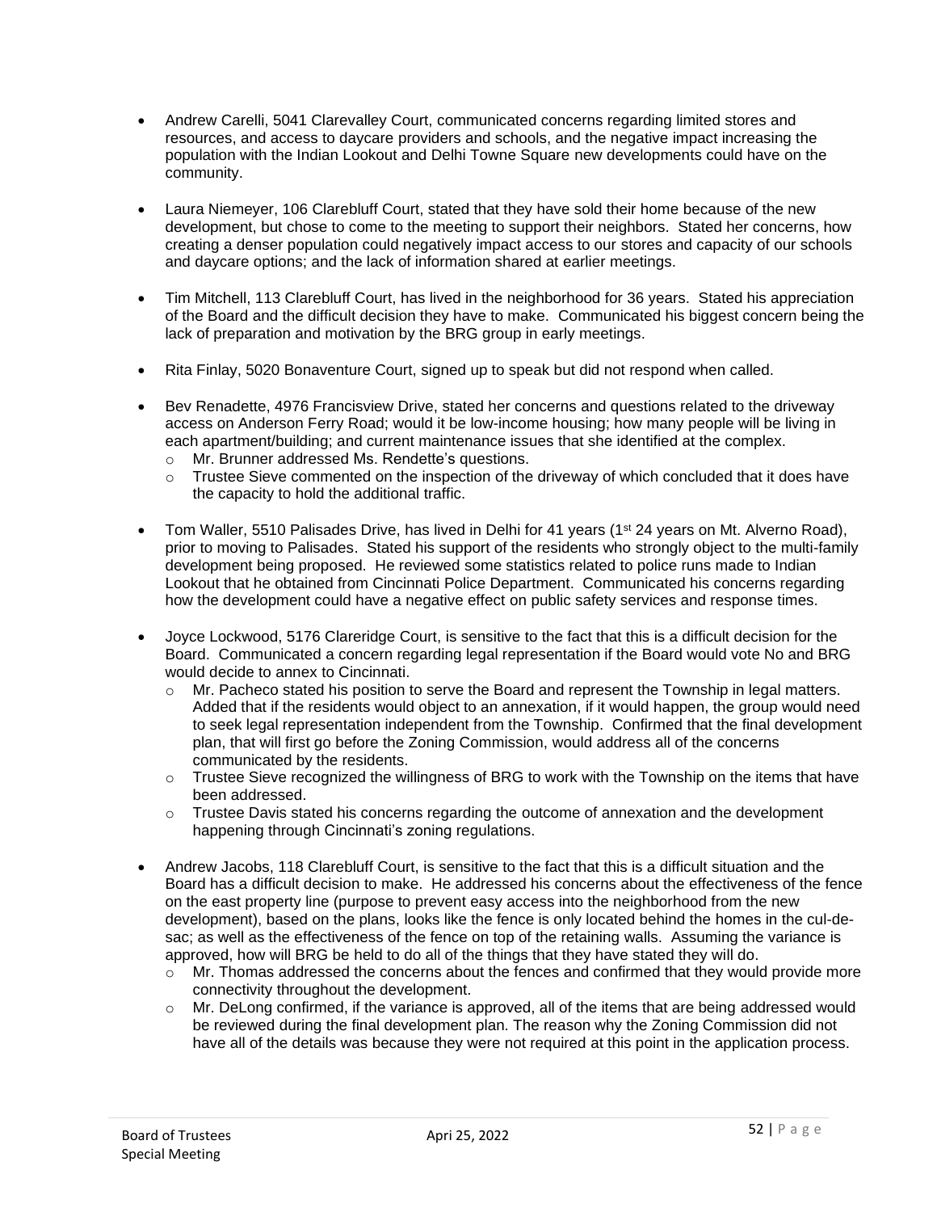- Andrew Carelli, 5041 Clarevalley Court, communicated concerns regarding limited stores and resources, and access to daycare providers and schools, and the negative impact increasing the population with the Indian Lookout and Delhi Towne Square new developments could have on the community.

- Laura Niemeyer, 106 Clarebluff Court, stated that they have sold their home because of the new development, but chose to come to the meeting to support their neighbors. Stated her concerns, how creating a denser population could negatively impact access to our stores and capacity of our schools and daycare options; and the lack of information shared at earlier meetings.

- Tim Mitchell, 113 Clarebluff Court, has lived in the neighborhood for 36 years. Stated his appreciation of the Board and the difficult decision they have to make. Communicated his biggest concern being the lack of preparation and motivation by the BRG group in early meetings.

- Rita Finlay, 5020 Bonaventure Court, signed up to speak but did not respond when called.

- Bev Renadette, 4976 Francisview Drive, stated her concerns and questions related to the driveway access on Anderson Ferry Road; would it be low-income housing; how many people will be living in each apartment/building; and current maintenance issues that she identified at the complex.
  - Mr. Brunner addressed Ms. Rendette's questions.
  - Trustee Sieve commented on the inspection of the driveway of which concluded that it does have the capacity to hold the additional traffic.

- Tom Waller, 5510 Palisades Drive, has lived in Delhi for 41 years (1st 24 years on Mt. Alverno Road), prior to moving to Palisades. Stated his support of the residents who strongly object to the multi-family development being proposed. He reviewed some statistics related to police runs made to Indian Lookout that he obtained from Cincinnati Police Department. Communicated his concerns regarding how the development could have a negative effect on public safety services and response times.

- Joyce Lockwood, 5176 Clareridge Court, is sensitive to the fact that this is a difficult decision for the Board. Communicated a concern regarding legal representation if the Board would vote No and BRG would decide to annex to Cincinnati.
  - Mr. Pacheco stated his position to serve the Board and represent the Township in legal matters. Added that if the residents would object to an annexation, if it would happen, the group would need to seek legal representation independent from the Township. Confirmed that the final development plan, that will first go before the Zoning Commission, would address all of the concerns communicated by the residents.
  - Trustee Sieve recognized the willingness of BRG to work with the Township on the items that have been addressed.
  - Trustee Davis stated his concerns regarding the outcome of annexation and the development happening through Cincinnati's zoning regulations.

- Andrew Jacobs, 118 Clarebluff Court, is sensitive to the fact that this is a difficult situation and the Board has a difficult decision to make. He addressed his concerns about the effectiveness of the fence on the east property line (purpose to prevent easy access into the neighborhood from the new development), based on the plans, looks like the fence is only located behind the homes in the cul-de-sac; as well as the effectiveness of the fence on top of the retaining walls. Assuming the variance is approved, how will BRG be held to do all of the things that they have stated they will do.
  - Mr. Thomas addressed the concerns about the fences and confirmed that they would provide more connectivity throughout the development.
  - Mr. DeLong confirmed, if the variance is approved, all of the items that are being addressed would be reviewed during the final development plan. The reason why the Zoning Commission did not have all of the details was because they were not required at this point in the application process.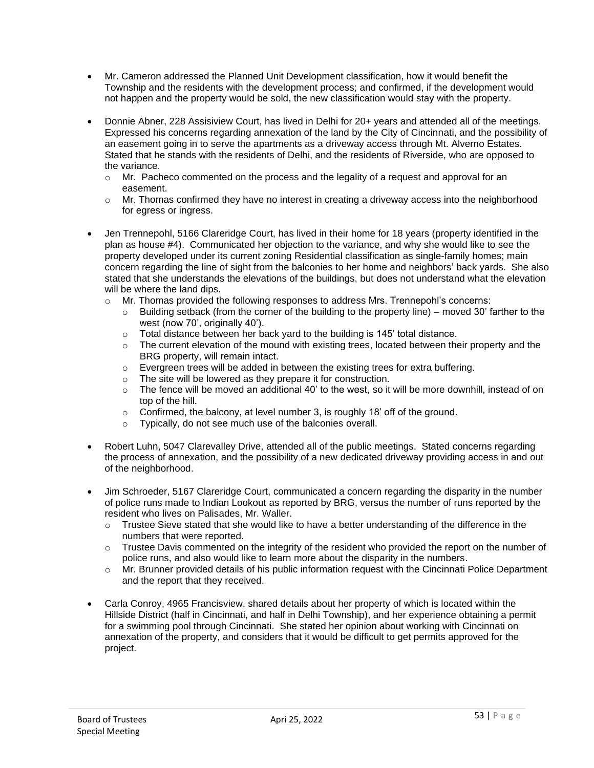- Mr. Cameron addressed the Planned Unit Development classification, how it would benefit the Township and the residents with the development process; and confirmed, if the development would not happen and the property would be sold, the new classification would stay with the property.

- Donnie Abner, 228 Assisiview Court, has lived in Delhi for 20+ years and attended all of the meetings. Expressed his concerns regarding annexation of the land by the City of Cincinnati, and the possibility of an easement going in to serve the apartments as a driveway access through Mt. Alverno Estates. Stated that he stands with the residents of Delhi, and the residents of Riverside, who are opposed to the variance.
  - Mr. Pacheco commented on the process and the legality of a request and approval for an easement.
  - Mr. Thomas confirmed they have no interest in creating a driveway access into the neighborhood for egress or ingress.

- Jen Trennepohl, 5166 Clareridge Court, has lived in their home for 18 years (property identified in the plan as house #4). Communicated her objection to the variance, and why she would like to see the property developed under its current zoning Residential classification as single-family homes; main concern regarding the line of sight from the balconies to her home and neighbors' back yards. She also stated that she understands the elevations of the buildings, but does not understand what the elevation will be where the land dips.
  - Mr. Thomas provided the following responses to address Mrs. Trennepohl's concerns:
    - Building setback (from the corner of the building to the property line) – moved 30' farther to the west (now 70', originally 40').
    - Total distance between her back yard to the building is 145' total distance.
    - The current elevation of the mound with existing trees, located between their property and the BRG property, will remain intact.
    - Evergreen trees will be added in between the existing trees for extra buffering.
    - The site will be lowered as they prepare it for construction.
    - The fence will be moved an additional 40' to the west, so it will be more downhill, instead of on top of the hill.
    - Confirmed, the balcony, at level number 3, is roughly 18' off of the ground.
    - Typically, do not see much use of the balconies overall.

- Robert Luhn, 5047 Clarevalley Drive, attended all of the public meetings. Stated concerns regarding the process of annexation, and the possibility of a new dedicated driveway providing access in and out of the neighborhood.

- Jim Schroeder, 5167 Clareridge Court, communicated a concern regarding the disparity in the number of police runs made to Indian Lookout as reported by BRG, versus the number of runs reported by the resident who lives on Palisades, Mr. Waller.
  - Trustee Sieve stated that she would like to have a better understanding of the difference in the numbers that were reported.
  - Trustee Davis commented on the integrity of the resident who provided the report on the number of police runs, and also would like to learn more about the disparity in the numbers.
  - Mr. Brunner provided details of his public information request with the Cincinnati Police Department and the report that they received.

- Carla Conroy, 4965 Francisview, shared details about her property of which is located within the Hillside District (half in Cincinnati, and half in Delhi Township), and her experience obtaining a permit for a swimming pool through Cincinnati. She stated her opinion about working with Cincinnati on annexation of the property, and considers that it would be difficult to get permits approved for the project.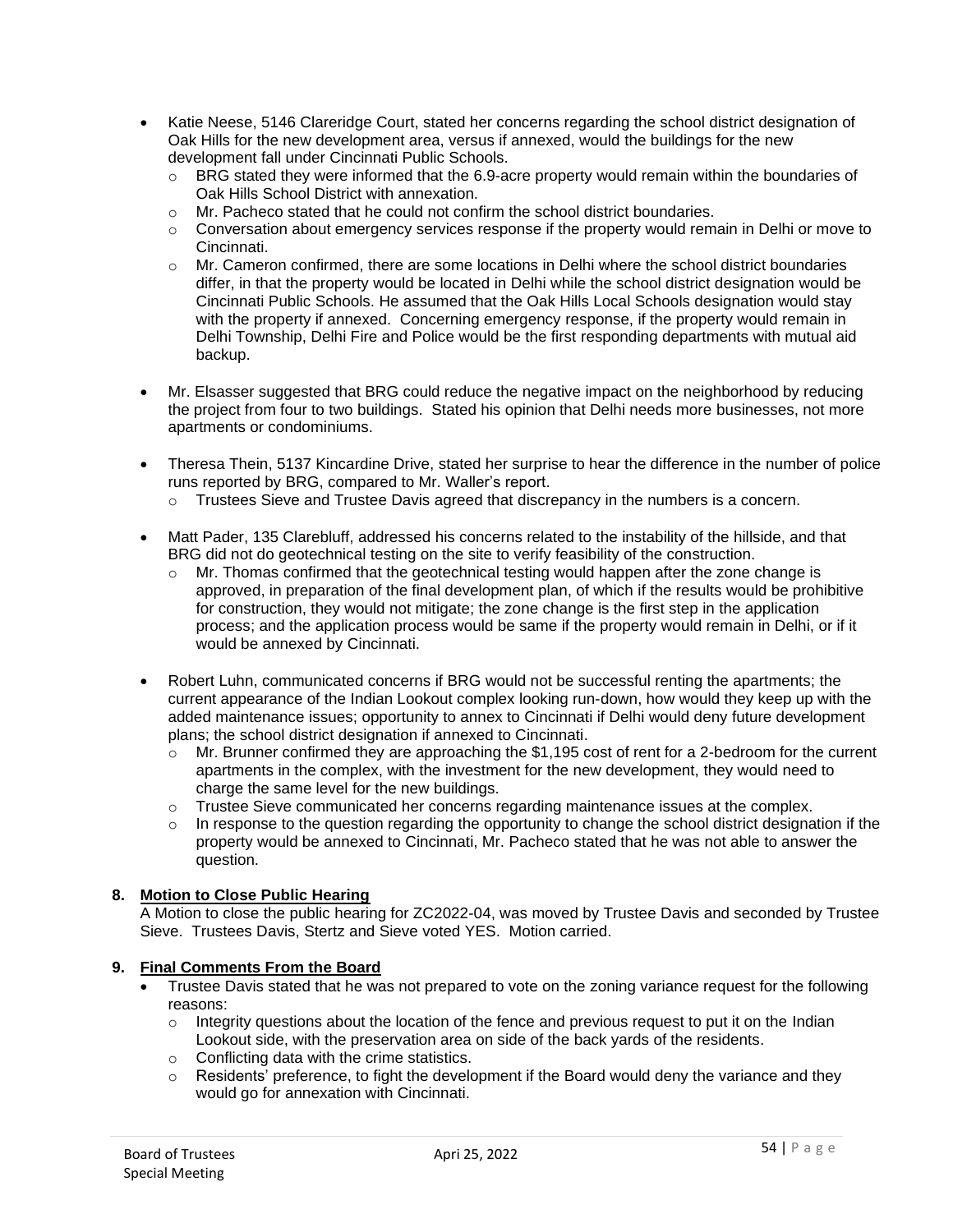- Katie Neese, 5146 Clareridge Court, stated her concerns regarding the school district designation of Oak Hills for the new development area, versus if annexed, would the buildings for the new development fall under Cincinnati Public Schools.
  - BRG stated they were informed that the 6.9-acre property would remain within the boundaries of Oak Hills School District with annexation.
  - Mr. Pacheco stated that he could not confirm the school district boundaries.
  - Conversation about emergency services response if the property would remain in Delhi or move to Cincinnati.
  - Mr. Cameron confirmed, there are some locations in Delhi where the school district boundaries differ, in that the property would be located in Delhi while the school district designation would be Cincinnati Public Schools. He assumed that the Oak Hills Local Schools designation would stay with the property if annexed. Concerning emergency response, if the property would remain in Delhi Township, Delhi Fire and Police would be the first responding departments with mutual aid backup.

- Mr. Elsasser suggested that BRG could reduce the negative impact on the neighborhood by reducing the project from four to two buildings. Stated his opinion that Delhi needs more businesses, not more apartments or condominiums.

- Theresa Thein, 5137 Kincardine Drive, stated her surprise to hear the difference in the number of police runs reported by BRG, compared to Mr. Waller's report.
  - Trustees Sieve and Trustee Davis agreed that discrepancy in the numbers is a concern.

- Matt Pader, 135 Clarebluff, addressed his concerns related to the instability of the hillside, and that BRG did not do geotechnical testing on the site to verify feasibility of the construction.
  - Mr. Thomas confirmed that the geotechnical testing would happen after the zone change is approved, in preparation of the final development plan, of which if the results would be prohibitive for construction, they would not mitigate; the zone change is the first step in the application process; and the application process would be same if the property would remain in Delhi, or if it would be annexed by Cincinnati.

- Robert Luhn, communicated concerns if BRG would not be successful renting the apartments; the current appearance of the Indian Lookout complex looking run-down, how would they keep up with the added maintenance issues; opportunity to annex to Cincinnati if Delhi would deny future development plans; the school district designation if annexed to Cincinnati.
  - Mr. Brunner confirmed they are approaching the $1,195 cost of rent for a 2-bedroom for the current apartments in the complex, with the investment for the new development, they would need to charge the same level for the new buildings.
  - Trustee Sieve communicated her concerns regarding maintenance issues at the complex.
  - In response to the question regarding the opportunity to change the school district designation if the property would be annexed to Cincinnati, Mr. Pacheco stated that he was not able to answer the question.

**8. Motion to Close Public Hearing**

A Motion to close the public hearing for ZC2022-04, was moved by Trustee Davis and seconded by Trustee Sieve. Trustees Davis, Stertz and Sieve voted YES. Motion carried.

**9. Final Comments From the Board**

- Trustee Davis stated that he was not prepared to vote on the zoning variance request for the following reasons:
  - Integrity questions about the location of the fence and previous request to put it on the Indian Lookout side, with the preservation area on side of the back yards of the residents.
  - Conflicting data with the crime statistics.
  - Residents' preference, to fight the development if the Board would deny the variance and they would go for annexation with Cincinnati.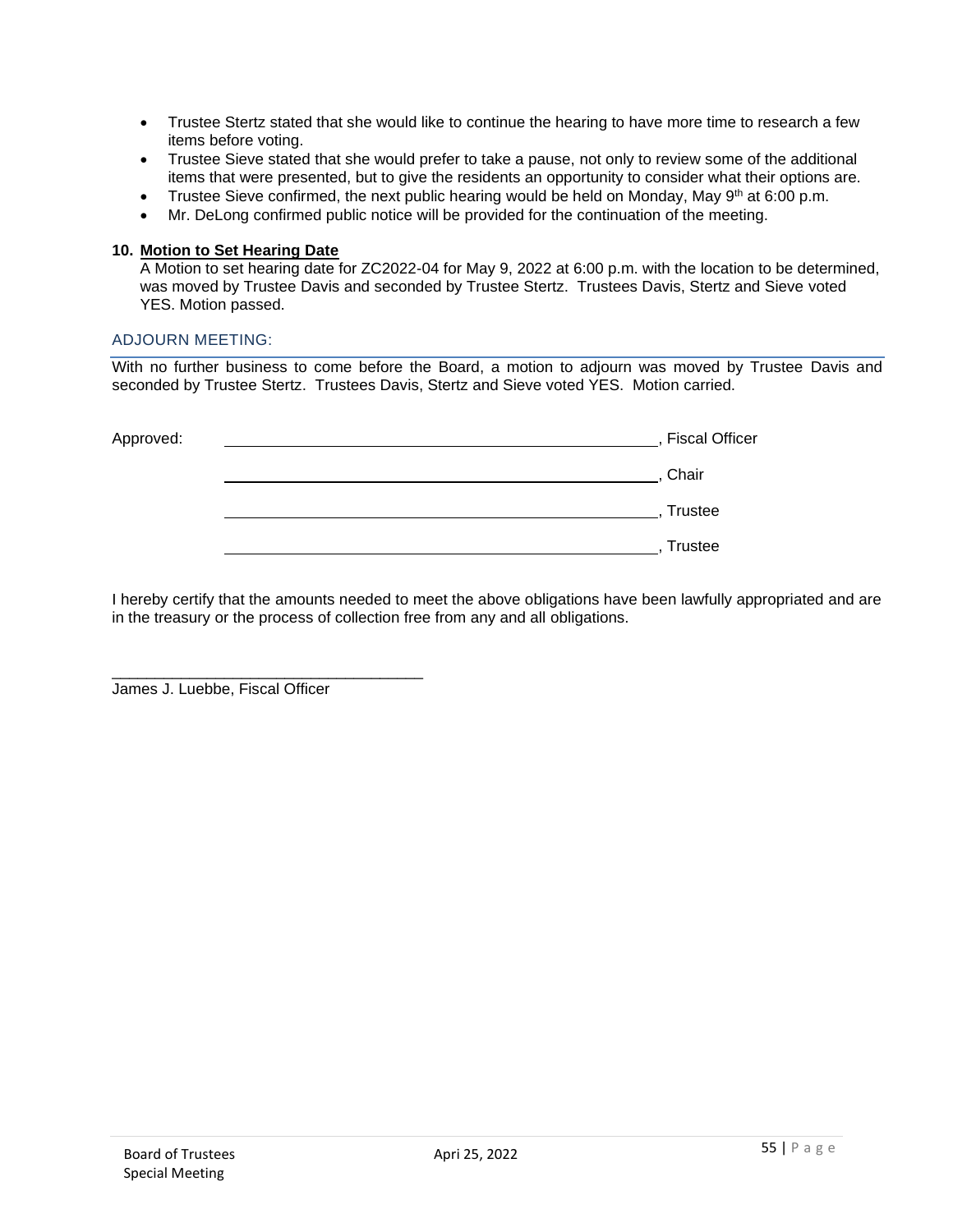- Trustee Stertz stated that she would like to continue the hearing to have more time to research a few items before voting.
- Trustee Sieve stated that she would prefer to take a pause, not only to review some of the additional items that were presented, but to give the residents an opportunity to consider what their options are.
- Trustee Sieve confirmed, the next public hearing would be held on Monday, May 9th at 6:00 p.m.
- Mr. DeLong confirmed public notice will be provided for the continuation of the meeting.

**10. Motion to Set Hearing Date**

A Motion to set hearing date for ZC2022-04 for May 9, 2022 at 6:00 p.m. with the location to be determined, was moved by Trustee Davis and seconded by Trustee Stertz. Trustees Davis, Stertz and Sieve voted YES. Motion passed.

## ADJOURN MEETING:

With no further business to come before the Board, a motion to adjourn was moved by Trustee Davis and seconded by Trustee Stertz. Trustees Davis, Stertz and Sieve voted YES. Motion carried.

Approved: ______________________________, Fiscal Officer

______________________________, Chair

______________________________, Trustee

______________________________, Trustee

I hereby certify that the amounts needed to meet the above obligations have been lawfully appropriated and are in the treasury or the process of collection free from any and all obligations.

______________________________

James J. Luebbe, Fiscal Officer